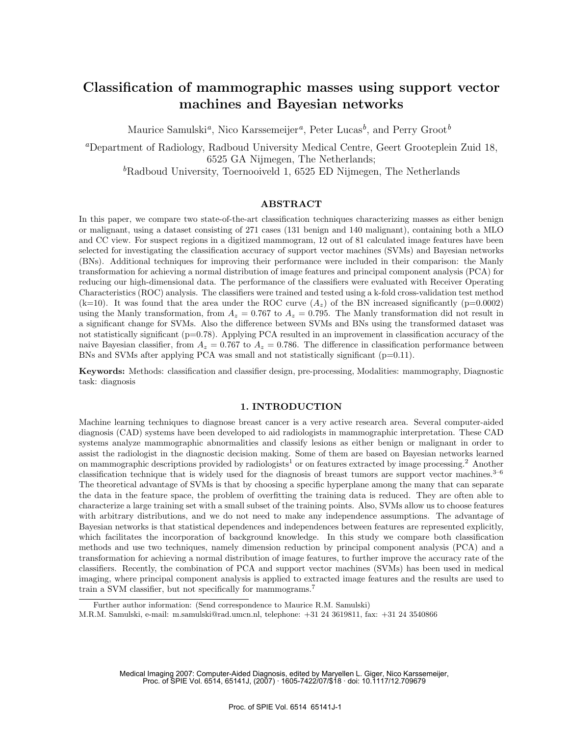# Classification of mammographic masses using support vector machines and Bayesian networks

Maurice Samulski[a], Nico Karssemeijer[a], Peter Lucas[b], and Perry Groot[b]

[a]Department of Radiology, Radboud University Medical Centre, Geert Grooteplein Zuid 18, 6525 GA Nijmegen, The Netherlands;
[b]Radboud University, Toernooiveld 1, 6525 ED Nijmegen, The Netherlands

## ABSTRACT

In this paper, we compare two state-of-the-art classification techniques characterizing masses as either benign or malignant, using a dataset consisting of 271 cases (131 benign and 140 malignant), containing both a MLO and CC view. For suspect regions in a digitized mammogram, 12 out of 81 calculated image features have been selected for investigating the classification accuracy of support vector machines (SVMs) and Bayesian networks (BNs). Additional techniques for improving their performance were included in their comparison: the Manly transformation for achieving a normal distribution of image features and principal component analysis (PCA) for reducing our high-dimensional data. The performance of the classifiers were evaluated with Receiver Operating Characteristics (ROC) analysis. The classifiers were trained and tested using a k-fold cross-validation test method (k=10). It was found that the area under the ROC curve ($A_z$) of the BN increased significantly (p=0.0002) using the Manly transformation, from $A_z = 0.767$ to $A_z = 0.795$. The Manly transformation did not result in a significant change for SVMs. Also the difference between SVMs and BNs using the transformed dataset was not statistically significant (p=0.78). Applying PCA resulted in an improvement in classification accuracy of the naive Bayesian classifier, from $A_z = 0.767$ to $A_z = 0.786$. The difference in classification performance between BNs and SVMs after applying PCA was small and not statistically significant (p=0.11).

**Keywords:** Methods: classification and classifier design, pre-processing, Modalities: mammography, Diagnostic task: diagnosis

## 1. INTRODUCTION

Machine learning techniques to diagnose breast cancer is a very active research area. Several computer-aided diagnosis (CAD) systems have been developed to aid radiologists in mammographic interpretation. These CAD systems analyze mammographic abnormalities and classify lesions as either benign or malignant in order to assist the radiologist in the diagnostic decision making. Some of them are based on Bayesian networks learned on mammographic descriptions provided by radiologists[1] or on features extracted by image processing.[2] Another classification technique that is widely used for the diagnosis of breast tumors are support vector machines.[3–6] The theoretical advantage of SVMs is that by choosing a specific hyperplane among the many that can separate the data in the feature space, the problem of overfitting the training data is reduced. They are often able to characterize a large training set with a small subset of the training points. Also, SVMs allow us to choose features with arbitrary distributions, and we do not need to make any independence assumptions. The advantage of Bayesian networks is that statistical dependences and independences between features are represented explicitly, which facilitates the incorporation of background knowledge. In this study we compare both classification methods and use two techniques, namely dimension reduction by principal component analysis (PCA) and a transformation for achieving a normal distribution of image features, to further improve the accuracy rate of the classifiers. Recently, the combination of PCA and support vector machines (SVMs) has been used in medical imaging, where principal component analysis is applied to extracted image features and the results are used to train a SVM classifier, but not specifically for mammograms.[7]

Further author information: (Send correspondence to Maurice R.M. Samulski)
M.R.M. Samulski, e-mail: m.samulski@rad.umcn.nl, telephone: +31 24 3619811, fax: +31 24 3540866

Medical Imaging 2007: Computer-Aided Diagnosis, edited by Maryellen L. Giger, Nico Karssemeijer, Proc. of SPIE Vol. 6514, 65141J, (2007) · 1605-7422/07/$18 · doi: 10.1117/12.709679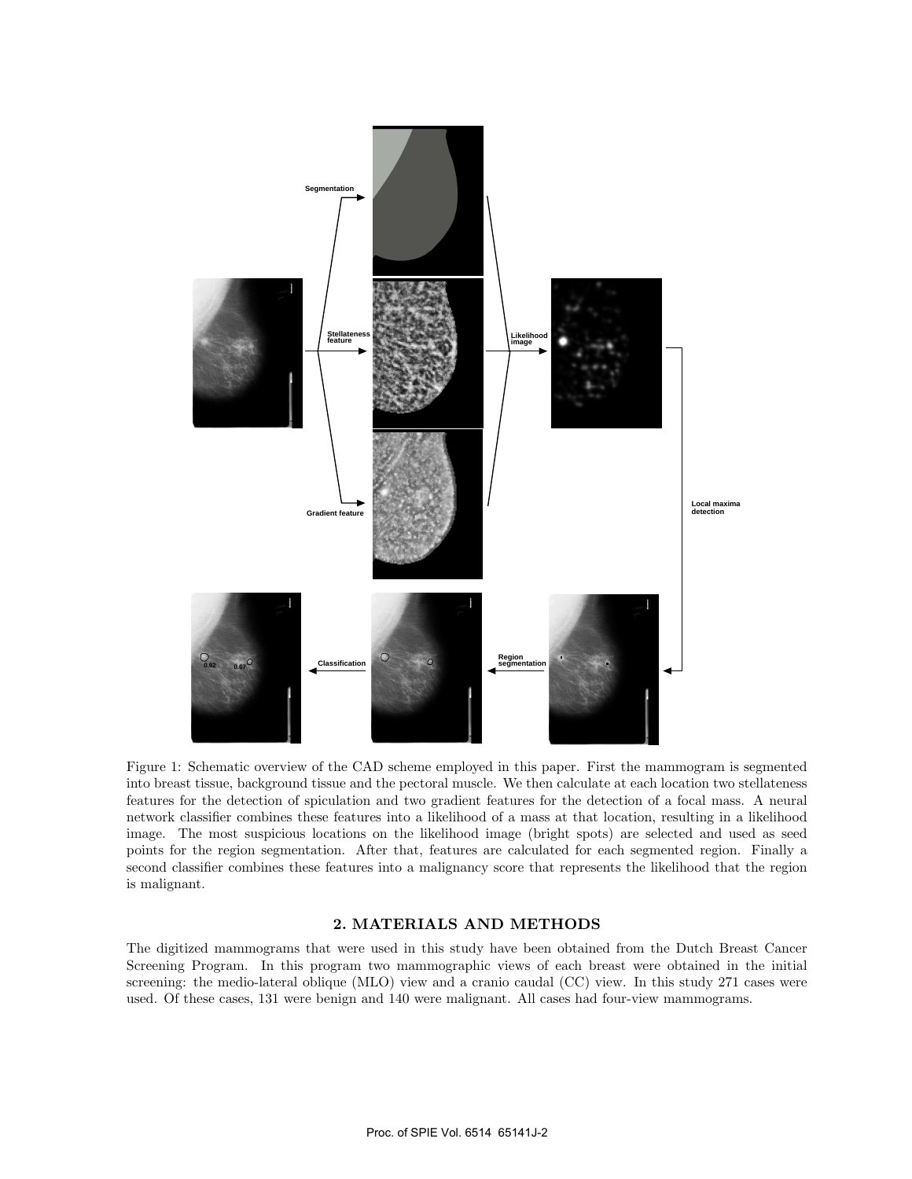Figure 1: Schematic overview of the CAD scheme employed in this paper. First the mammogram is segmented into breast tissue, background tissue and the pectoral muscle. We then calculate at each location two stellateness features for the detection of spiculation and two gradient features for the detection of a focal mass. A neural network classifier combines these features into a likelihood of a mass at that location, resulting in a likelihood image. The most suspicious locations on the likelihood image (bright spots) are selected and used as seed points for the region segmentation. After that, features are calculated for each segmented region. Finally a second classifier combines these features into a malignancy score that represents the likelihood that the region is malignant.

## 2. MATERIALS AND METHODS

The digitized mammograms that were used in this study have been obtained from the Dutch Breast Cancer Screening Program. In this program two mammographic views of each breast were obtained in the initial screening: the medio-lateral oblique (MLO) view and a cranio caudal (CC) view. In this study 271 cases were used. Of these cases, 131 were benign and 140 were malignant. All cases had four-view mammograms.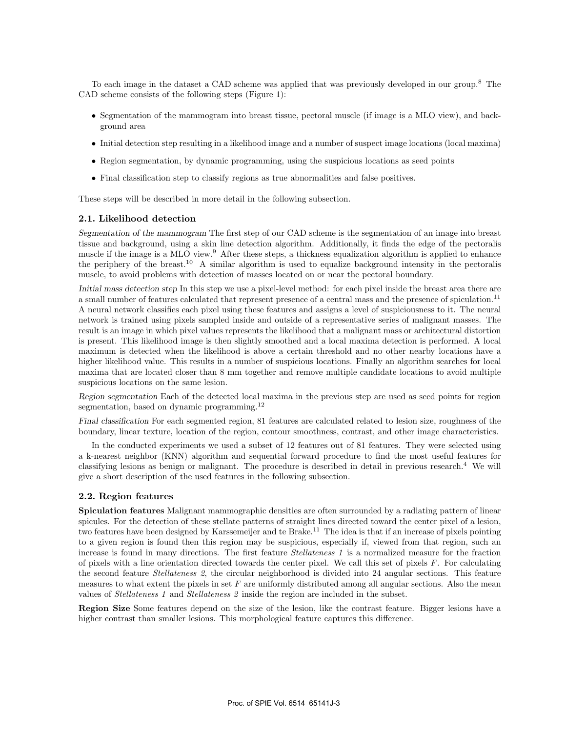To each image in the dataset a CAD scheme was applied that was previously developed in our group.[8] The CAD scheme consists of the following steps (Figure 1):

- Segmentation of the mammogram into breast tissue, pectoral muscle (if image is a MLO view), and background area
- Initial detection step resulting in a likelihood image and a number of suspect image locations (local maxima)
- Region segmentation, by dynamic programming, using the suspicious locations as seed points
- Final classification step to classify regions as true abnormalities and false positives.

These steps will be described in more detail in the following subsection.

### 2.1. Likelihood detection

*Segmentation of the mammogram* The first step of our CAD scheme is the segmentation of an image into breast tissue and background, using a skin line detection algorithm. Additionally, it finds the edge of the pectoralis muscle if the image is a MLO view.[9] After these steps, a thickness equalization algorithm is applied to enhance the periphery of the breast.[10] A similar algorithm is used to equalize background intensity in the pectoralis muscle, to avoid problems with detection of masses located on or near the pectoral boundary.

*Initial mass detection step* In this step we use a pixel-level method: for each pixel inside the breast area there are a small number of features calculated that represent presence of a central mass and the presence of spiculation.[11] A neural network classifies each pixel using these features and assigns a level of suspiciousness to it. The neural network is trained using pixels sampled inside and outside of a representative series of malignant masses. The result is an image in which pixel values represents the likelihood that a malignant mass or architectural distortion is present. This likelihood image is then slightly smoothed and a local maxima detection is performed. A local maximum is detected when the likelihood is above a certain threshold and no other nearby locations have a higher likelihood value. This results in a number of suspicious locations. Finally an algorithm searches for local maxima that are located closer than 8 mm together and remove multiple candidate locations to avoid multiple suspicious locations on the same lesion.

*Region segmentation* Each of the detected local maxima in the previous step are used as seed points for region segmentation, based on dynamic programming.[12]

*Final classification* For each segmented region, 81 features are calculated related to lesion size, roughness of the boundary, linear texture, location of the region, contour smoothness, contrast, and other image characteristics.

In the conducted experiments we used a subset of 12 features out of 81 features. They were selected using a k-nearest neighbor (KNN) algorithm and sequential forward procedure to find the most useful features for classifying lesions as benign or malignant. The procedure is described in detail in previous research.[4] We will give a short description of the used features in the following subsection.

### 2.2. Region features

**Spiculation features** Malignant mammographic densities are often surrounded by a radiating pattern of linear spicules. For the detection of these stellate patterns of straight lines directed toward the center pixel of a lesion, two features have been designed by Karssemeijer and te Brake.[11] The idea is that if an increase of pixels pointing to a given region is found then this region may be suspicious, especially if, viewed from that region, such an increase is found in many directions. The first feature *Stellateness 1* is a normalized measure for the fraction of pixels with a line orientation directed towards the center pixel. We call this set of pixels $F$. For calculating the second feature *Stellateness 2*, the circular neighborhood is divided into 24 angular sections. This feature measures to what extent the pixels in set $F$ are uniformly distributed among all angular sections. Also the mean values of *Stellateness 1* and *Stellateness 2* inside the region are included in the subset.

**Region Size** Some features depend on the size of the lesion, like the contrast feature. Bigger lesions have a higher contrast than smaller lesions. This morphological feature captures this difference.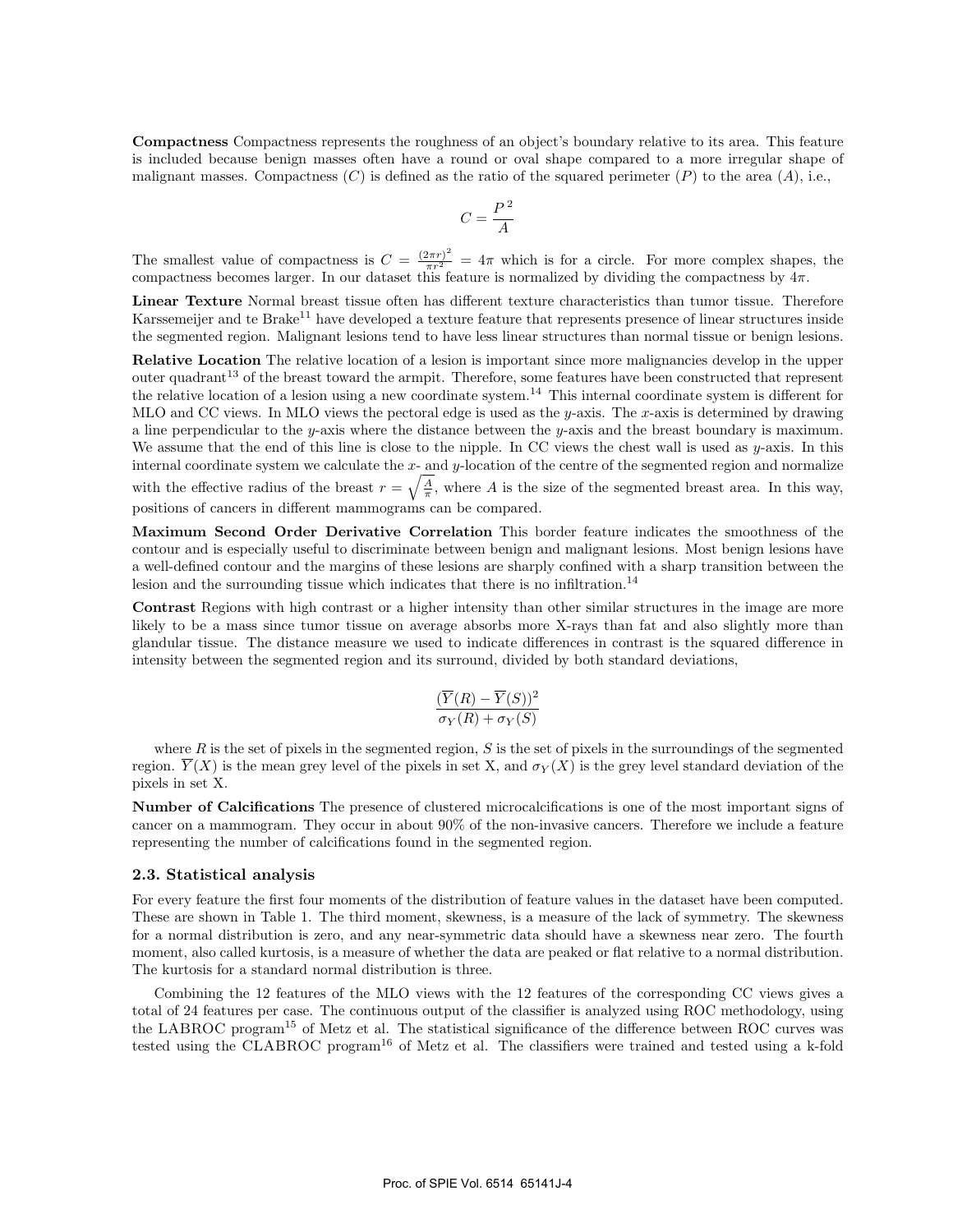**Compactness** Compactness represents the roughness of an object's boundary relative to its area. This feature is included because benign masses often have a round or oval shape compared to a more irregular shape of malignant masses. Compactness ($C$) is defined as the ratio of the squared perimeter ($P$) to the area ($A$), i.e.,

$$C = \frac{P^2}{A}$$

The smallest value of compactness is $C = \frac{(2\pi r)^2}{\pi r^2} = 4\pi$ which is for a circle. For more complex shapes, the compactness becomes larger. In our dataset this feature is normalized by dividing the compactness by $4\pi$.

**Linear Texture** Normal breast tissue often has different texture characteristics than tumor tissue. Therefore Karssemeijer and te Brake[11] have developed a texture feature that represents presence of linear structures inside the segmented region. Malignant lesions tend to have less linear structures than normal tissue or benign lesions.

**Relative Location** The relative location of a lesion is important since more malignancies develop in the upper outer quadrant[13] of the breast toward the armpit. Therefore, some features have been constructed that represent the relative location of a lesion using a new coordinate system.[14] This internal coordinate system is different for MLO and CC views. In MLO views the pectoral edge is used as the $y$-axis. The $x$-axis is determined by drawing a line perpendicular to the $y$-axis where the distance between the $y$-axis and the breast boundary is maximum. We assume that the end of this line is close to the nipple. In CC views the chest wall is used as $y$-axis. In this internal coordinate system we calculate the $x$- and $y$-location of the centre of the segmented region and normalize with the effective radius of the breast $r = \sqrt{\frac{A}{\pi}}$, where $A$ is the size of the segmented breast area. In this way, positions of cancers in different mammograms can be compared.

**Maximum Second Order Derivative Correlation** This border feature indicates the smoothness of the contour and is especially useful to discriminate between benign and malignant lesions. Most benign lesions have a well-defined contour and the margins of these lesions are sharply confined with a sharp transition between the lesion and the surrounding tissue which indicates that there is no infiltration.[14]

**Contrast** Regions with high contrast or a higher intensity than other similar structures in the image are more likely to be a mass since tumor tissue on average absorbs more X-rays than fat and also slightly more than glandular tissue. The distance measure we used to indicate differences in contrast is the squared difference in intensity between the segmented region and its surround, divided by both standard deviations,

$$\frac{(\overline{Y}(R) - \overline{Y}(S))^2}{\sigma_Y(R) + \sigma_Y(S)}$$

where $R$ is the set of pixels in the segmented region, $S$ is the set of pixels in the surroundings of the segmented region. $\overline{Y}(X)$ is the mean grey level of the pixels in set X, and $\sigma_Y(X)$ is the grey level standard deviation of the pixels in set X.

**Number of Calcifications** The presence of clustered microcalcifications is one of the most important signs of cancer on a mammogram. They occur in about 90% of the non-invasive cancers. Therefore we include a feature representing the number of calcifications found in the segmented region.

### 2.3. Statistical analysis

For every feature the first four moments of the distribution of feature values in the dataset have been computed. These are shown in Table 1. The third moment, skewness, is a measure of the lack of symmetry. The skewness for a normal distribution is zero, and any near-symmetric data should have a skewness near zero. The fourth moment, also called kurtosis, is a measure of whether the data are peaked or flat relative to a normal distribution. The kurtosis for a standard normal distribution is three.

Combining the 12 features of the MLO views with the 12 features of the corresponding CC views gives a total of 24 features per case. The continuous output of the classifier is analyzed using ROC methodology, using the LABROC program[15] of Metz et al. The statistical significance of the difference between ROC curves was tested using the CLABROC program[16] of Metz et al. The classifiers were trained and tested using a k-fold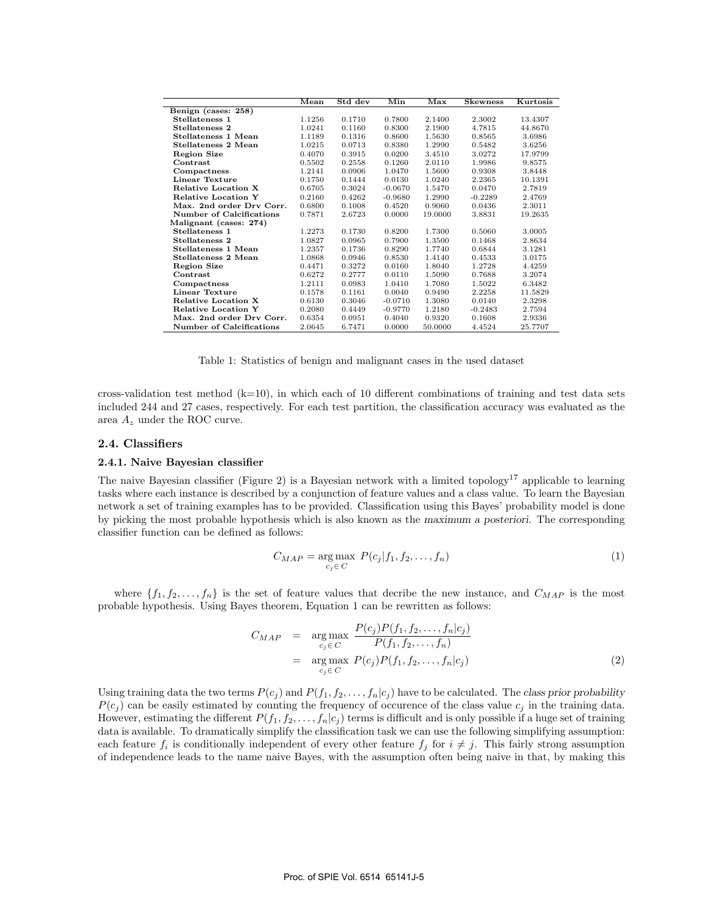| | Mean | Std dev | Min | Max | Skewness | Kurtosis |
|---|---|---|---|---|---|---|
| **Benign (cases: 258)** | | | | | | |
| **Stellateness 1** | 1.1256 | 0.1710 | 0.7800 | 2.1400 | 2.3002 | 13.4307 |
| **Stellateness 2** | 1.0241 | 0.1160 | 0.8300 | 2.1900 | 4.7815 | 44.8670 |
| **Stellateness 1 Mean** | 1.1189 | 0.1316 | 0.8600 | 1.5630 | 0.8565 | 3.6986 |
| **Stellateness 2 Mean** | 1.0215 | 0.0713 | 0.8380 | 1.2990 | 0.5482 | 3.6256 |
| **Region Size** | 0.4070 | 0.3915 | 0.0200 | 3.4510 | 3.0272 | 17.9799 |
| **Contrast** | 0.5502 | 0.2558 | 0.1260 | 2.0110 | 1.9986 | 9.8575 |
| **Compactness** | 1.2141 | 0.0906 | 1.0470 | 1.5600 | 0.9308 | 3.8448 |
| **Linear Texture** | 0.1750 | 0.1444 | 0.0130 | 1.0240 | 2.2365 | 10.1391 |
| **Relative Location X** | 0.6705 | 0.3024 | -0.0670 | 1.5470 | 0.0470 | 2.7819 |
| **Relative Location Y** | 0.2160 | 0.4262 | -0.9680 | 1.2990 | -0.2289 | 2.4769 |
| **Max. 2nd order Drv Corr.** | 0.6800 | 0.1008 | 0.4520 | 0.9060 | 0.0436 | 2.3011 |
| **Number of Calcifications** | 0.7871 | 2.6723 | 0.0000 | 19.0000 | 3.8831 | 19.2635 |
| **Malignant (cases: 274)** | | | | | | |
| **Stellateness 1** | 1.2273 | 0.1730 | 0.8200 | 1.7300 | 0.5060 | 3.0005 |
| **Stellateness 2** | 1.0827 | 0.0965 | 0.7900 | 1.3500 | 0.1468 | 2.8634 |
| **Stellateness 1 Mean** | 1.2357 | 0.1736 | 0.8290 | 1.7740 | 0.6844 | 3.1281 |
| **Stellateness 2 Mean** | 1.0868 | 0.0946 | 0.8530 | 1.4140 | 0.4533 | 3.0175 |
| **Region Size** | 0.4471 | 0.3272 | 0.0160 | 1.8040 | 1.2728 | 4.4259 |
| **Contrast** | 0.6272 | 0.2777 | 0.0110 | 1.5090 | 0.7688 | 3.2074 |
| **Compactness** | 1.2111 | 0.0983 | 1.0410 | 1.7080 | 1.5022 | 6.3482 |
| **Linear Texture** | 0.1578 | 0.1161 | 0.0040 | 0.9490 | 2.2258 | 11.5829 |
| **Relative Location X** | 0.6130 | 0.3046 | -0.0710 | 1.3080 | 0.0140 | 2.3298 |
| **Relative Location Y** | 0.2080 | 0.4449 | -0.9770 | 1.2180 | -0.2483 | 2.7594 |
| **Max. 2nd order Drv Corr.** | 0.6354 | 0.0951 | 0.4040 | 0.9320 | 0.1608 | 2.9336 |
| **Number of Calcifications** | 2.0645 | 6.7471 | 0.0000 | 50.0000 | 4.4524 | 25.7707 |

Table 1: Statistics of benign and malignant cases in the used dataset

cross-validation test method (k=10), in which each of 10 different combinations of training and test data sets included 244 and 27 cases, respectively. For each test partition, the classification accuracy was evaluated as the area $A_z$ under the ROC curve.

### 2.4. Classifiers

#### 2.4.1. Naive Bayesian classifier

The naive Bayesian classifier (Figure 2) is a Bayesian network with a limited topology[17] applicable to learning tasks where each instance is described by a conjunction of feature values and a class value. To learn the Bayesian network a set of training examples has to be provided. Classification using this Bayes' probability model is done by picking the most probable hypothesis which is also known as the *maximum a posteriori*. The corresponding classifier function can be defined as follows:

$$C_{MAP} = \underset{c_j \in C}{\arg\max}\ P(c_j|f_1, f_2, \ldots, f_n) \tag{1}$$

where $\{f_1, f_2, \ldots, f_n\}$ is the set of feature values that decribe the new instance, and $C_{MAP}$ is the most probable hypothesis. Using Bayes theorem, Equation 1 can be rewritten as follows:

$$\begin{aligned} C_{MAP} &= \underset{c_j \in C}{\arg\max}\ \frac{P(c_j)P(f_1, f_2, \ldots, f_n|c_j)}{P(f_1, f_2, \ldots, f_n)} \\ &= \underset{c_j \in C}{\arg\max}\ P(c_j)P(f_1, f_2, \ldots, f_n|c_j) \end{aligned} \tag{2}$$

Using training data the two terms $P(c_j)$ and $P(f_1, f_2, \ldots, f_n|c_j)$ have to be calculated. The *class prior probability* $P(c_j)$ can be easily estimated by counting the frequency of occurence of the class value $c_j$ in the training data. However, estimating the different $P(f_1, f_2, \ldots, f_n|c_j)$ terms is difficult and is only possible if a huge set of training data is available. To dramatically simplify the classification task we can use the following simplifying assumption: each feature $f_i$ is conditionally independent of every other feature $f_j$ for $i \neq j$. This fairly strong assumption of independence leads to the name naive Bayes, with the assumption often being naive in that, by making this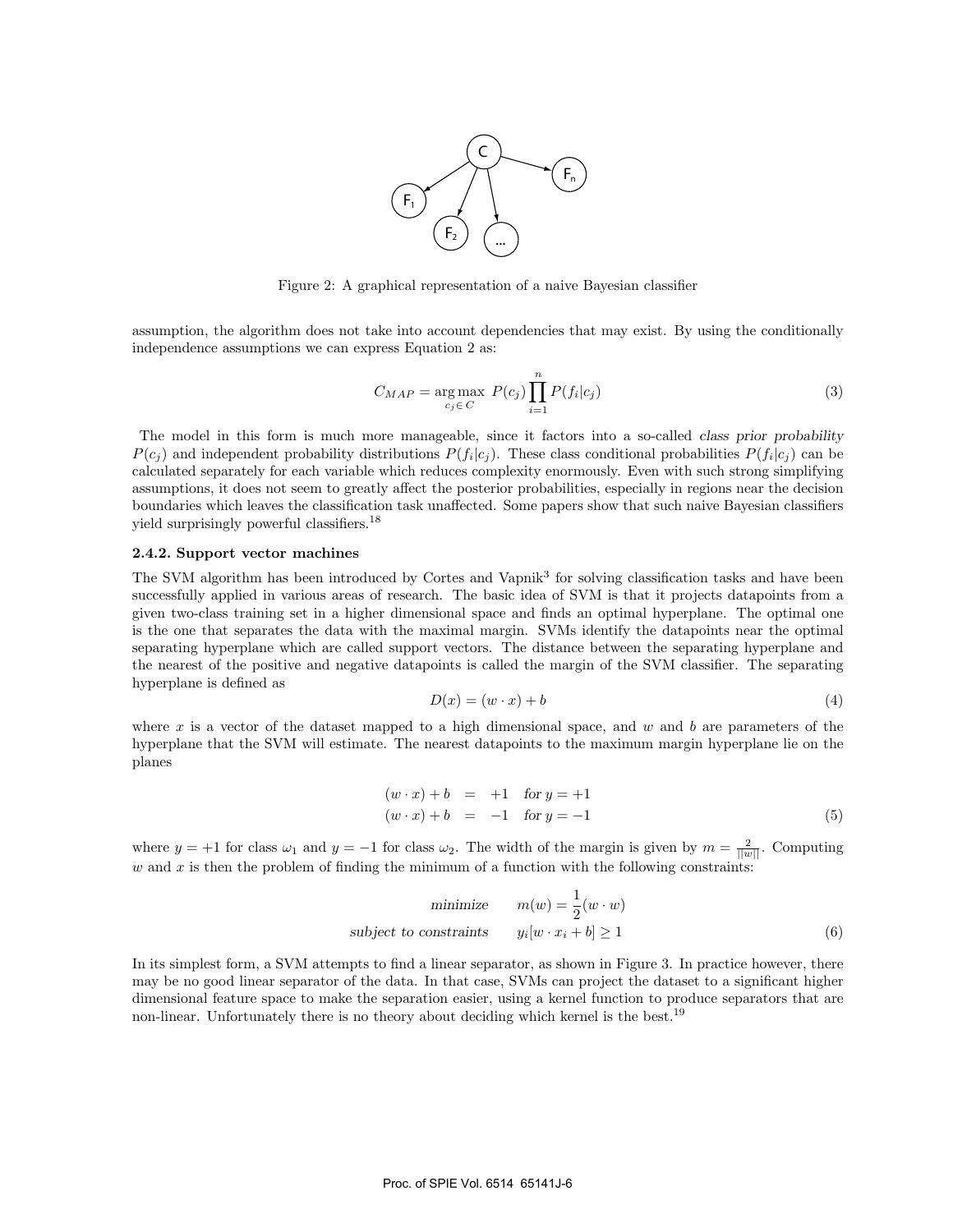Figure 2: A graphical representation of a naive Bayesian classifier

assumption, the algorithm does not take into account dependencies that may exist. By using the conditionally independence assumptions we can express Equation 2 as:

$$C_{MAP} = \underset{c_j \in C}{\arg\max} \; P(c_j) \prod_{i=1}^{n} P(f_i|c_j) \tag{3}$$

The model in this form is much more manageable, since it factors into a so-called *class prior probability* $P(c_j)$ and independent probability distributions $P(f_i|c_j)$. These class conditional probabilities $P(f_i|c_j)$ can be calculated separately for each variable which reduces complexity enormously. Even with such strong simplifying assumptions, it does not seem to greatly affect the posterior probabilities, especially in regions near the decision boundaries which leaves the classification task unaffected. Some papers show that such naive Bayesian classifiers yield surprisingly powerful classifiers.[18]

### 2.4.2. Support vector machines

The SVM algorithm has been introduced by Cortes and Vapnik[3] for solving classification tasks and have been successfully applied in various areas of research. The basic idea of SVM is that it projects datapoints from a given two-class training set in a higher dimensional space and finds an optimal hyperplane. The optimal one is the one that separates the data with the maximal margin. SVMs identify the datapoints near the optimal separating hyperplane which are called support vectors. The distance between the separating hyperplane and the nearest of the positive and negative datapoints is called the margin of the SVM classifier. The separating hyperplane is defined as

$$D(x) = (w \cdot x) + b \tag{4}$$

where $x$ is a vector of the dataset mapped to a high dimensional space, and $w$ and $b$ are parameters of the hyperplane that the SVM will estimate. The nearest datapoints to the maximum margin hyperplane lie on the planes

$$\begin{aligned} (w \cdot x) + b &= +1 \quad \text{for } y = +1 \\ (w \cdot x) + b &= -1 \quad \text{for } y = -1 \end{aligned} \tag{5}$$

where $y = +1$ for class $\omega_1$ and $y = -1$ for class $\omega_2$. The width of the margin is given by $m = \frac{2}{||w||}$. Computing $w$ and $x$ is then the problem of finding the minimum of a function with the following constraints:

$$\begin{aligned} \textit{minimize} \quad & m(w) = \frac{1}{2}(w \cdot w) \\ \textit{subject to constraints} \quad & y_i[w \cdot x_i + b] \geq 1 \end{aligned} \tag{6}$$

In its simplest form, a SVM attempts to find a linear separator, as shown in Figure 3. In practice however, there may be no good linear separator of the data. In that case, SVMs can project the dataset to a significant higher dimensional feature space to make the separation easier, using a kernel function to produce separators that are non-linear. Unfortunately there is no theory about deciding which kernel is the best.[19]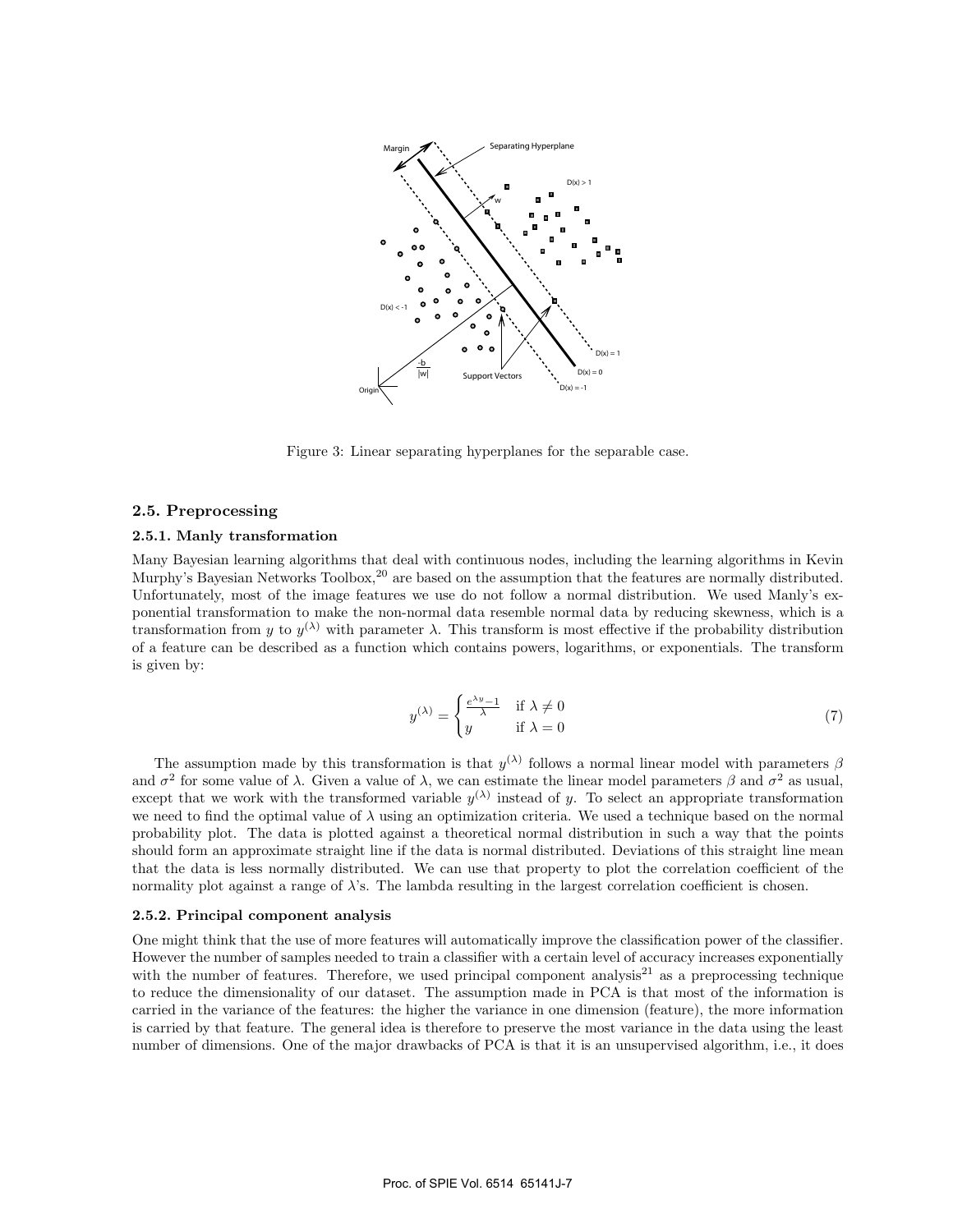Figure 3: Linear separating hyperplanes for the separable case.

### 2.5. Preprocessing

#### 2.5.1. Manly transformation

Many Bayesian learning algorithms that deal with continuous nodes, including the learning algorithms in Kevin Murphy's Bayesian Networks Toolbox,[20] are based on the assumption that the features are normally distributed. Unfortunately, most of the image features we use do not follow a normal distribution. We used Manly's exponential transformation to make the non-normal data resemble normal data by reducing skewness, which is a transformation from $y$ to $y^{(\lambda)}$ with parameter $\lambda$. This transform is most effective if the probability distribution of a feature can be described as a function which contains powers, logarithms, or exponentials. The transform is given by:

$$y^{(\lambda)} = \begin{cases} \frac{e^{\lambda y} - 1}{\lambda} & \text{if } \lambda \neq 0 \\ y & \text{if } \lambda = 0 \end{cases} \tag{7}$$

The assumption made by this transformation is that $y^{(\lambda)}$ follows a normal linear model with parameters $\beta$ and $\sigma^2$ for some value of $\lambda$. Given a value of $\lambda$, we can estimate the linear model parameters $\beta$ and $\sigma^2$ as usual, except that we work with the transformed variable $y^{(\lambda)}$ instead of $y$. To select an appropriate transformation we need to find the optimal value of $\lambda$ using an optimization criteria. We used a technique based on the normal probability plot. The data is plotted against a theoretical normal distribution in such a way that the points should form an approximate straight line if the data is normal distributed. Deviations of this straight line mean that the data is less normally distributed. We can use that property to plot the correlation coefficient of the normality plot against a range of $\lambda$'s. The lambda resulting in the largest correlation coefficient is chosen.

#### 2.5.2. Principal component analysis

One might think that the use of more features will automatically improve the classification power of the classifier. However the number of samples needed to train a classifier with a certain level of accuracy increases exponentially with the number of features. Therefore, we used principal component analysis[21] as a preprocessing technique to reduce the dimensionality of our dataset. The assumption made in PCA is that most of the information is carried in the variance of the features: the higher the variance in one dimension (feature), the more information is carried by that feature. The general idea is therefore to preserve the most variance in the data using the least number of dimensions. One of the major drawbacks of PCA is that it is an unsupervised algorithm, i.e., it does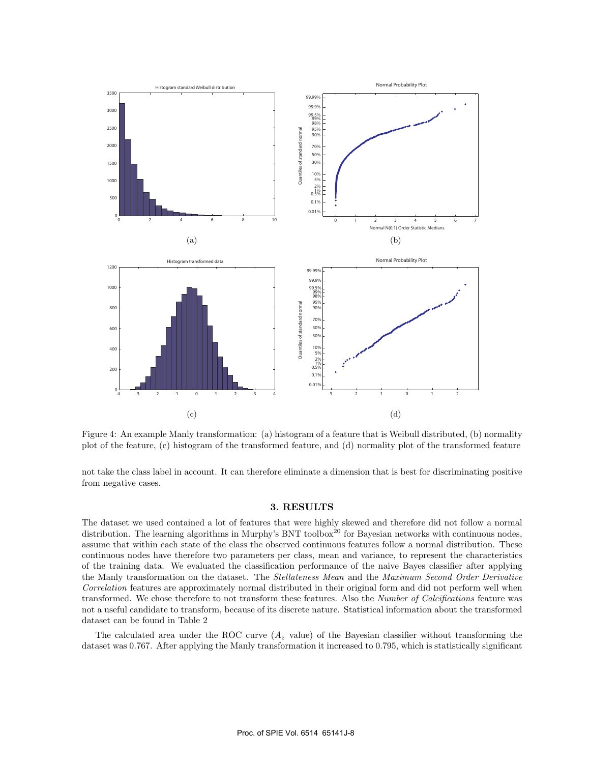Figure 4: An example Manly transformation: (a) histogram of a feature that is Weibull distributed, (b) normality plot of the feature, (c) histogram of the transformed feature, and (d) normality plot of the transformed feature

not take the class label in account. It can therefore eliminate a dimension that is best for discriminating positive from negative cases.

## 3. RESULTS

The dataset we used contained a lot of features that were highly skewed and therefore did not follow a normal distribution. The learning algorithms in Murphy's BNT toolbox[20] for Bayesian networks with continuous nodes, assume that within each state of the class the observed continuous features follow a normal distribution. These continuous nodes have therefore two parameters per class, mean and variance, to represent the characteristics of the training data. We evaluated the classification performance of the naive Bayes classifier after applying the Manly transformation on the dataset. The *Stellateness Mean* and the *Maximum Second Order Derivative Correlation* features are approximately normal distributed in their original form and did not perform well when transformed. We chose therefore to not transform these features. Also the *Number of Calcifications* feature was not a useful candidate to transform, because of its discrete nature. Statistical information about the transformed dataset can be found in Table 2

The calculated area under the ROC curve ($A_z$ value) of the Bayesian classifier without transforming the dataset was 0.767. After applying the Manly transformation it increased to 0.795, which is statistically significant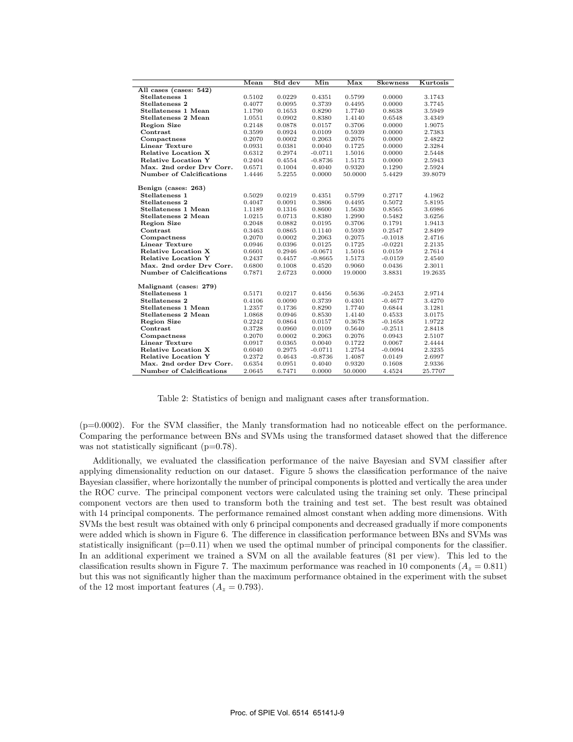| | Mean | Std dev | Min | Max | Skewness | Kurtosis |
|---|---|---|---|---|---|---|
| **All cases (cases: 542)** | | | | | | |
| **Stellateness 1** | 0.5102 | 0.0229 | 0.4351 | 0.5799 | 0.0000 | 3.1743 |
| **Stellateness 2** | 0.4077 | 0.0095 | 0.3739 | 0.4495 | 0.0000 | 3.7745 |
| **Stellateness 1 Mean** | 1.1790 | 0.1653 | 0.8290 | 1.7740 | 0.8638 | 3.5949 |
| **Stellateness 2 Mean** | 1.0551 | 0.0902 | 0.8380 | 1.4140 | 0.6548 | 3.4349 |
| **Region Size** | 0.2148 | 0.0878 | 0.0157 | 0.3706 | 0.0000 | 1.9075 |
| **Contrast** | 0.3599 | 0.0924 | 0.0109 | 0.5939 | 0.0000 | 2.7383 |
| **Compactness** | 0.2070 | 0.0002 | 0.2063 | 0.2076 | 0.0000 | 2.4822 |
| **Linear Texture** | 0.0931 | 0.0381 | 0.0040 | 0.1725 | 0.0000 | 2.3284 |
| **Relative Location X** | 0.6312 | 0.2974 | -0.0711 | 1.5016 | 0.0000 | 2.5448 |
| **Relative Location Y** | 0.2404 | 0.4554 | -0.8736 | 1.5173 | 0.0000 | 2.5943 |
| **Max. 2nd order Drv Corr.** | 0.6571 | 0.1004 | 0.4040 | 0.9320 | 0.1290 | 2.5924 |
| **Number of Calcifications** | 1.4446 | 5.2255 | 0.0000 | 50.0000 | 5.4429 | 39.8079 |
| **Benign (cases: 263)** | | | | | | |
| **Stellateness 1** | 0.5029 | 0.0219 | 0.4351 | 0.5799 | 0.2717 | 4.1962 |
| **Stellateness 2** | 0.4047 | 0.0091 | 0.3806 | 0.4495 | 0.5072 | 5.8195 |
| **Stellateness 1 Mean** | 1.1189 | 0.1316 | 0.8600 | 1.5630 | 0.8565 | 3.6986 |
| **Stellateness 2 Mean** | 1.0215 | 0.0713 | 0.8380 | 1.2990 | 0.5482 | 3.6256 |
| **Region Size** | 0.2048 | 0.0882 | 0.0195 | 0.3706 | 0.1791 | 1.9413 |
| **Contrast** | 0.3463 | 0.0865 | 0.1140 | 0.5939 | 0.2547 | 2.8499 |
| **Compactness** | 0.2070 | 0.0002 | 0.2063 | 0.2075 | -0.1018 | 2.4716 |
| **Linear Texture** | 0.0946 | 0.0396 | 0.0125 | 0.1725 | -0.0221 | 2.2135 |
| **Relative Location X** | 0.6601 | 0.2946 | -0.0671 | 1.5016 | 0.0159 | 2.7614 |
| **Relative Location Y** | 0.2437 | 0.4457 | -0.8665 | 1.5173 | -0.0159 | 2.4540 |
| **Max. 2nd order Drv Corr.** | 0.6800 | 0.1008 | 0.4520 | 0.9060 | 0.0436 | 2.3011 |
| **Number of Calcifications** | 0.7871 | 2.6723 | 0.0000 | 19.0000 | 3.8831 | 19.2635 |
| **Malignant (cases: 279)** | | | | | | |
| **Stellateness 1** | 0.5171 | 0.0217 | 0.4456 | 0.5636 | -0.2453 | 2.9714 |
| **Stellateness 2** | 0.4106 | 0.0090 | 0.3739 | 0.4301 | -0.4677 | 3.4270 |
| **Stellateness 1 Mean** | 1.2357 | 0.1736 | 0.8290 | 1.7740 | 0.6844 | 3.1281 |
| **Stellateness 2 Mean** | 1.0868 | 0.0946 | 0.8530 | 1.4140 | 0.4533 | 3.0175 |
| **Region Size** | 0.2242 | 0.0864 | 0.0157 | 0.3678 | -0.1658 | 1.9722 |
| **Contrast** | 0.3728 | 0.0960 | 0.0109 | 0.5640 | -0.2511 | 2.8418 |
| **Compactness** | 0.2070 | 0.0002 | 0.2063 | 0.2076 | 0.0943 | 2.5107 |
| **Linear Texture** | 0.0917 | 0.0365 | 0.0040 | 0.1722 | 0.0067 | 2.4444 |
| **Relative Location X** | 0.6040 | 0.2975 | -0.0711 | 1.2754 | -0.0094 | 2.3235 |
| **Relative Location Y** | 0.2372 | 0.4643 | -0.8736 | 1.4087 | 0.0149 | 2.6997 |
| **Max. 2nd order Drv Corr.** | 0.6354 | 0.0951 | 0.4040 | 0.9320 | 0.1608 | 2.9336 |
| **Number of Calcifications** | 2.0645 | 6.7471 | 0.0000 | 50.0000 | 4.4524 | 25.7707 |

Table 2: Statistics of benign and malignant cases after transformation.

(p=0.0002). For the SVM classifier, the Manly transformation had no noticeable effect on the performance. Comparing the performance between BNs and SVMs using the transformed dataset showed that the difference was not statistically significant (p=0.78).

Additionally, we evaluated the classification performance of the naive Bayesian and SVM classifier after applying dimensionality reduction on our dataset. Figure 5 shows the classification performance of the naive Bayesian classifier, where horizontally the number of principal components is plotted and vertically the area under the ROC curve. The principal component vectors were calculated using the training set only. These principal component vectors are then used to transform both the training and test set. The best result was obtained with 14 principal components. The performance remained almost constant when adding more dimensions. With SVMs the best result was obtained with only 6 principal components and decreased gradually if more components were added which is shown in Figure 6. The difference in classification performance between BNs and SVMs was statistically insignificant (p=0.11) when we used the optimal number of principal components for the classifier. In an additional experiment we trained a SVM on all the available features (81 per view). This led to the classification results shown in Figure 7. The maximum performance was reached in 10 components ($A_z = 0.811$) but this was not significantly higher than the maximum performance obtained in the experiment with the subset of the 12 most important features ($A_z = 0.793$).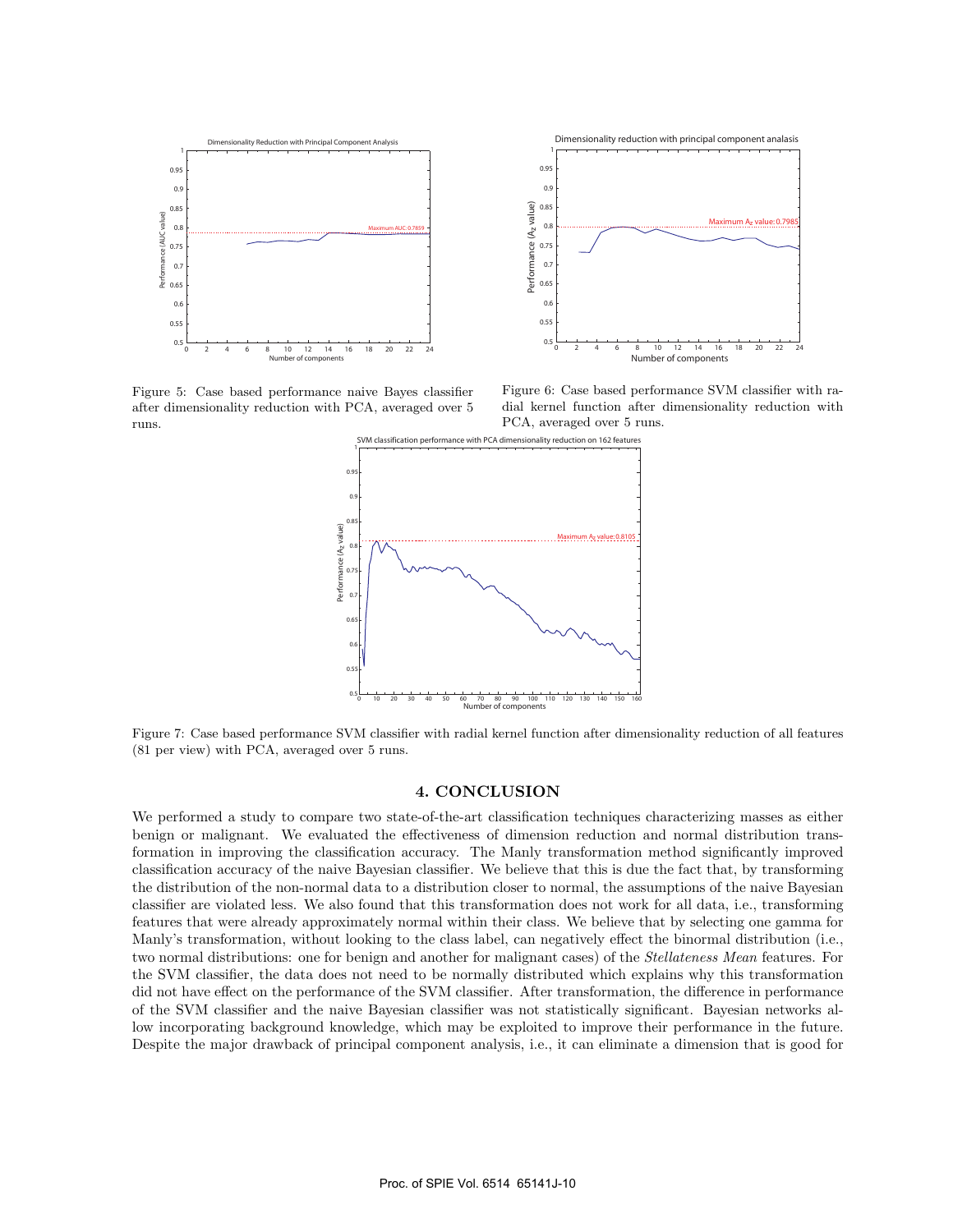Figure 5: Case based performance naive Bayes classifier after dimensionality reduction with PCA, averaged over 5 runs.

Figure 6: Case based performance SVM classifier with radial kernel function after dimensionality reduction with PCA, averaged over 5 runs.

Figure 7: Case based performance SVM classifier with radial kernel function after dimensionality reduction of all features (81 per view) with PCA, averaged over 5 runs.

## 4. CONCLUSION

We performed a study to compare two state-of-the-art classification techniques characterizing masses as either benign or malignant. We evaluated the effectiveness of dimension reduction and normal distribution transformation in improving the classification accuracy. The Manly transformation method significantly improved classification accuracy of the naive Bayesian classifier. We believe that this is due the fact that, by transforming the distribution of the non-normal data to a distribution closer to normal, the assumptions of the naive Bayesian classifier are violated less. We also found that this transformation does not work for all data, i.e., transforming features that were already approximately normal within their class. We believe that by selecting one gamma for Manly's transformation, without looking to the class label, can negatively effect the binormal distribution (i.e., two normal distributions: one for benign and another for malignant cases) of the *Stellateness Mean* features. For the SVM classifier, the data does not need to be normally distributed which explains why this transformation did not have effect on the performance of the SVM classifier. After transformation, the difference in performance of the SVM classifier and the naive Bayesian classifier was not statistically significant. Bayesian networks allow incorporating background knowledge, which may be exploited to improve their performance in the future. Despite the major drawback of principal component analysis, i.e., it can eliminate a dimension that is good for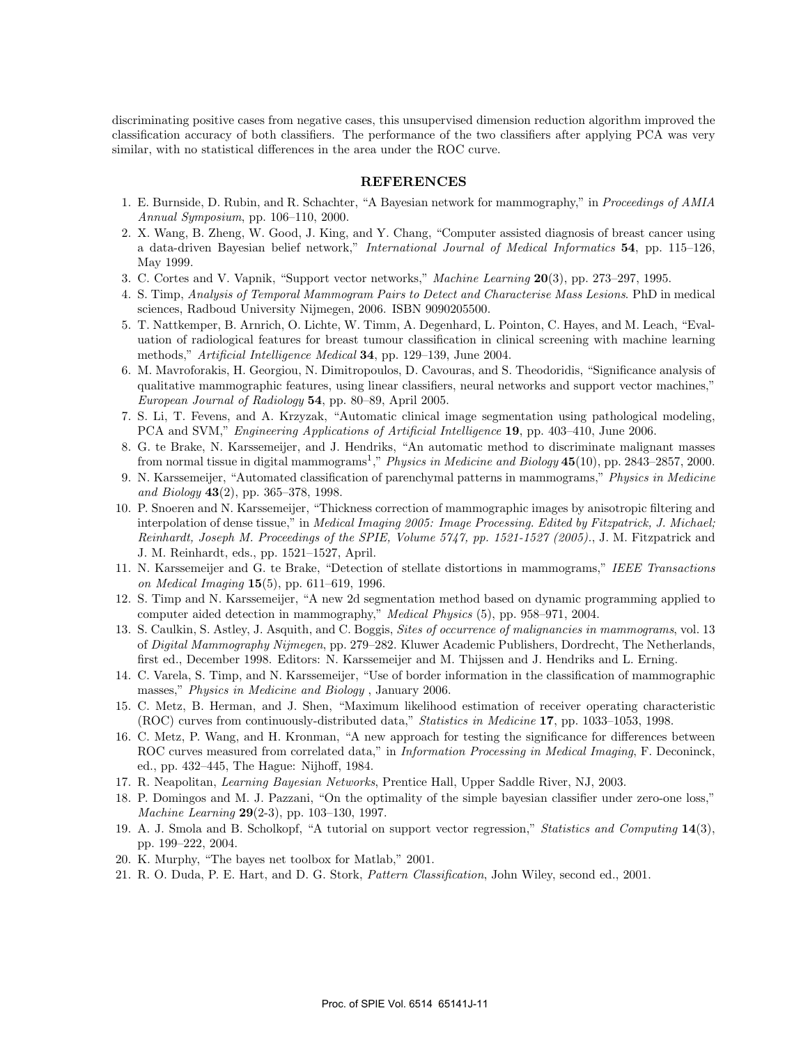discriminating positive cases from negative cases, this unsupervised dimension reduction algorithm improved the classification accuracy of both classifiers. The performance of the two classifiers after applying PCA was very similar, with no statistical differences in the area under the ROC curve.

## REFERENCES

1. E. Burnside, D. Rubin, and R. Schachter, "A Bayesian network for mammography," in *Proceedings of AMIA Annual Symposium*, pp. 106–110, 2000.
2. X. Wang, B. Zheng, W. Good, J. King, and Y. Chang, "Computer assisted diagnosis of breast cancer using a data-driven Bayesian belief network," *International Journal of Medical Informatics* **54**, pp. 115–126, May 1999.
3. C. Cortes and V. Vapnik, "Support vector networks," *Machine Learning* **20**(3), pp. 273–297, 1995.
4. S. Timp, *Analysis of Temporal Mammogram Pairs to Detect and Characterise Mass Lesions*. PhD in medical sciences, Radboud University Nijmegen, 2006. ISBN 9090205500.
5. T. Nattkemper, B. Arnrich, O. Lichte, W. Timm, A. Degenhard, L. Pointon, C. Hayes, and M. Leach, "Evaluation of radiological features for breast tumour classification in clinical screening with machine learning methods," *Artificial Intelligence Medical* **34**, pp. 129–139, June 2004.
6. M. Mavroforakis, H. Georgiou, N. Dimitropoulos, D. Cavouras, and S. Theodoridis, "Significance analysis of qualitative mammographic features, using linear classifiers, neural networks and support vector machines," *European Journal of Radiology* **54**, pp. 80–89, April 2005.
7. S. Li, T. Fevens, and A. Krzyzak, "Automatic clinical image segmentation using pathological modeling, PCA and SVM," *Engineering Applications of Artificial Intelligence* **19**, pp. 403–410, June 2006.
8. G. te Brake, N. Karssemeijer, and J. Hendriks, "An automatic method to discriminate malignant masses from normal tissue in digital mammograms[1]," *Physics in Medicine and Biology* **45**(10), pp. 2843–2857, 2000.
9. N. Karssemeijer, "Automated classification of parenchymal patterns in mammograms," *Physics in Medicine and Biology* **43**(2), pp. 365–378, 1998.
10. P. Snoeren and N. Karssemeijer, "Thickness correction of mammographic images by anisotropic filtering and interpolation of dense tissue," in *Medical Imaging 2005: Image Processing. Edited by Fitzpatrick, J. Michael; Reinhardt, Joseph M. Proceedings of the SPIE, Volume 5747, pp. 1521-1527 (2005).*, J. M. Fitzpatrick and J. M. Reinhardt, eds., pp. 1521–1527, April.
11. N. Karssemeijer and G. te Brake, "Detection of stellate distortions in mammograms," *IEEE Transactions on Medical Imaging* **15**(5), pp. 611–619, 1996.
12. S. Timp and N. Karssemeijer, "A new 2d segmentation method based on dynamic programming applied to computer aided detection in mammography," *Medical Physics* (5), pp. 958–971, 2004.
13. S. Caulkin, S. Astley, J. Asquith, and C. Boggis, *Sites of occurrence of malignancies in mammograms*, vol. 13 of *Digital Mammography Nijmegen*, pp. 279–282. Kluwer Academic Publishers, Dordrecht, The Netherlands, first ed., December 1998. Editors: N. Karssemeijer and M. Thijssen and J. Hendriks and L. Erning.
14. C. Varela, S. Timp, and N. Karssemeijer, "Use of border information in the classification of mammographic masses," *Physics in Medicine and Biology* , January 2006.
15. C. Metz, B. Herman, and J. Shen, "Maximum likelihood estimation of receiver operating characteristic (ROC) curves from continuously-distributed data," *Statistics in Medicine* **17**, pp. 1033–1053, 1998.
16. C. Metz, P. Wang, and H. Kronman, "A new approach for testing the significance for differences between ROC curves measured from correlated data," in *Information Processing in Medical Imaging*, F. Deconinck, ed., pp. 432–445, The Hague: Nijhoff, 1984.
17. R. Neapolitan, *Learning Bayesian Networks*, Prentice Hall, Upper Saddle River, NJ, 2003.
18. P. Domingos and M. J. Pazzani, "On the optimality of the simple bayesian classifier under zero-one loss," *Machine Learning* **29**(2-3), pp. 103–130, 1997.
19. A. J. Smola and B. Scholkopf, "A tutorial on support vector regression," *Statistics and Computing* **14**(3), pp. 199–222, 2004.
20. K. Murphy, "The bayes net toolbox for Matlab," 2001.
21. R. O. Duda, P. E. Hart, and D. G. Stork, *Pattern Classification*, John Wiley, second ed., 2001.